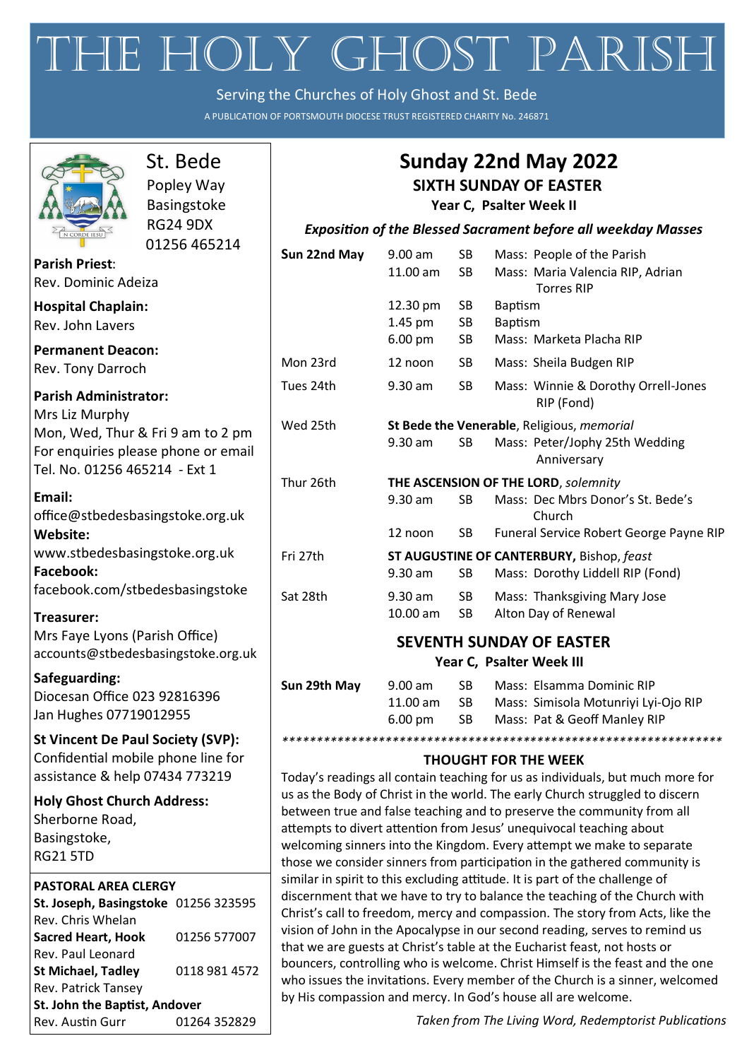# THE HOLY GHOST PARISH

Serving the Churches of Holy Ghost and St. Bede

A PUBLICATION OF PORTSMOUTH DIOCESE TRUST REGISTERED CHARITY No. 246871

St. Bede
Popley Way
Basingstoke
RG24 9DX
01256 465214

**Parish Priest**:
Rev. Dominic Adeiza

**Hospital Chaplain:**
Rev. John Lavers

**Permanent Deacon:**
Rev. Tony Darroch

**Parish Administrator:**
Mrs Liz Murphy
Mon, Wed, Thur & Fri 9 am to 2 pm
For enquiries please phone or email
Tel. No. 01256 465214 - Ext 1

**Email:**
office@stbedesbasingstoke.org.uk
**Website:**
www.stbedesbasingstoke.org.uk
**Facebook:**
facebook.com/stbedesbasingstoke

**Treasurer:**
Mrs Faye Lyons (Parish Office)
accounts@stbedesbasingstoke.org.uk

**Safeguarding:**
Diocesan Office 023 92816396
Jan Hughes 07719012955

**St Vincent De Paul Society (SVP):**
Confidential mobile phone line for assistance & help 07434 773219

**Holy Ghost Church Address:**
Sherborne Road,
Basingstoke,
RG21 5TD

**PASTORAL AREA CLERGY**

| | |
|---|---|
| **St. Joseph, Basingstoke** | 01256 323595 |
| Rev. Chris Whelan | |
| **Sacred Heart, Hook** | 01256 577007 |
| Rev. Paul Leonard | |
| **St Michael, Tadley** | 0118 981 4572 |
| Rev. Patrick Tansey | |
| **St. John the Baptist, Andover** | |
| Rev. Austin Gurr | 01264 352829 |

## Sunday 22nd May 2022

### SIXTH SUNDAY OF EASTER

**Year C, Psalter Week II**

***Exposition of the Blessed Sacrament before all weekday Masses***

| | | | |
|---|---|---|---|
| **Sun 22nd May** | 9.00 am | SB | Mass: People of the Parish |
| | 11.00 am | SB | Mass: Maria Valencia RIP, Adrian Torres RIP |
| | 12.30 pm | SB | Baptism |
| | 1.45 pm | SB | Baptism |
| | 6.00 pm | SB | Mass: Marketa Placha RIP |
| Mon 23rd | 12 noon | SB | Mass: Sheila Budgen RIP |
| Tues 24th | 9.30 am | SB | Mass: Winnie & Dorothy Orrell-Jones RIP (Fond) |
| Wed 25th | **St Bede the Venerable**, Religious, *memorial* | | |
| | 9.30 am | SB | Mass: Peter/Jophy 25th Wedding Anniversary |
| Thur 26th | **THE ASCENSION OF THE LORD**, *solemnity* | | |
| | 9.30 am | SB | Mass: Dec Mbrs Donor's St. Bede's Church |
| | 12 noon | SB | Funeral Service Robert George Payne RIP |
| Fri 27th | **ST AUGUSTINE OF CANTERBURY,** Bishop, *feast* | | |
| | 9.30 am | SB | Mass: Dorothy Liddell RIP (Fond) |
| Sat 28th | 9.30 am | SB | Mass: Thanksgiving Mary Jose |
| | 10.00 am | SB | Alton Day of Renewal |

### SEVENTH SUNDAY OF EASTER

**Year C, Psalter Week III**

| | | | |
|---|---|---|---|
| **Sun 29th May** | 9.00 am | SB | Mass: Elsamma Dominic RIP |
| | 11.00 am | SB | Mass: Simisola Motunriyi Lyi-Ojo RIP |
| | 6.00 pm | SB | Mass: Pat & Geoff Manley RIP |

*******************************************************************

### THOUGHT FOR THE WEEK

Today's readings all contain teaching for us as individuals, but much more for us as the Body of Christ in the world. The early Church struggled to discern between true and false teaching and to preserve the community from all attempts to divert attention from Jesus' unequivocal teaching about welcoming sinners into the Kingdom. Every attempt we make to separate those we consider sinners from participation in the gathered community is similar in spirit to this excluding attitude. It is part of the challenge of discernment that we have to try to balance the teaching of the Church with Christ's call to freedom, mercy and compassion. The story from Acts, like the vision of John in the Apocalypse in our second reading, serves to remind us that we are guests at Christ's table at the Eucharist feast, not hosts or bouncers, controlling who is welcome. Christ Himself is the feast and the one who issues the invitations. Every member of the Church is a sinner, welcomed by His compassion and mercy. In God's house all are welcome.

*Taken from The Living Word, Redemptorist Publications*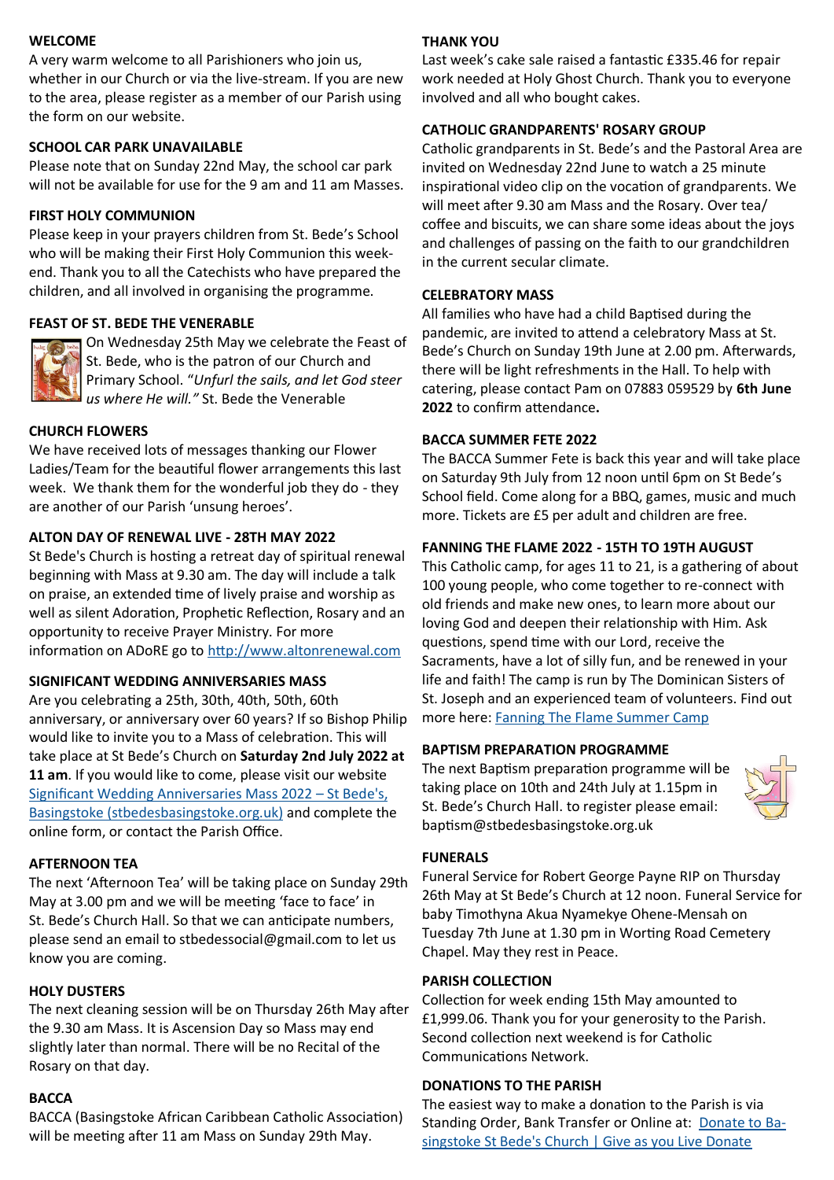## WELCOME

A very warm welcome to all Parishioners who join us, whether in our Church or via the live-stream. If you are new to the area, please register as a member of our Parish using the form on our website.

## SCHOOL CAR PARK UNAVAILABLE

Please note that on Sunday 22nd May, the school car park will not be available for use for the 9 am and 11 am Masses.

## FIRST HOLY COMMUNION

Please keep in your prayers children from St. Bede's School who will be making their First Holy Communion this weekend. Thank you to all the Catechists who have prepared the children, and all involved in organising the programme.

## FEAST OF ST. BEDE THE VENERABLE

On Wednesday 25th May we celebrate the Feast of St. Bede, who is the patron of our Church and Primary School. "*Unfurl the sails, and let God steer us where He will.*" St. Bede the Venerable

## CHURCH FLOWERS

We have received lots of messages thanking our Flower Ladies/Team for the beautiful flower arrangements this last week. We thank them for the wonderful job they do - they are another of our Parish 'unsung heroes'.

## ALTON DAY OF RENEWAL LIVE - 28TH MAY 2022

St Bede's Church is hosting a retreat day of spiritual renewal beginning with Mass at 9.30 am. The day will include a talk on praise, an extended time of lively praise and worship as well as silent Adoration, Prophetic Reflection, Rosary and an opportunity to receive Prayer Ministry. For more information on ADoRE go to http://www.altonrenewal.com

## SIGNIFICANT WEDDING ANNIVERSARIES MASS

Are you celebrating a 25th, 30th, 40th, 50th, 60th anniversary, or anniversary over 60 years? If so Bishop Philip would like to invite you to a Mass of celebration. This will take place at St Bede's Church on **Saturday 2nd July 2022 at 11 am**. If you would like to come, please visit our website Significant Wedding Anniversaries Mass 2022 – St Bede's, Basingstoke (stbedesbasingstoke.org.uk) and complete the online form, or contact the Parish Office.

## AFTERNOON TEA

The next 'Afternoon Tea' will be taking place on Sunday 29th May at 3.00 pm and we will be meeting 'face to face' in St. Bede's Church Hall. So that we can anticipate numbers, please send an email to stbedessocial@gmail.com to let us know you are coming.

## HOLY DUSTERS

The next cleaning session will be on Thursday 26th May after the 9.30 am Mass. It is Ascension Day so Mass may end slightly later than normal. There will be no Recital of the Rosary on that day.

## BACCA

BACCA (Basingstoke African Caribbean Catholic Association) will be meeting after 11 am Mass on Sunday 29th May.

## THANK YOU

Last week's cake sale raised a fantastic £335.46 for repair work needed at Holy Ghost Church. Thank you to everyone involved and all who bought cakes.

## CATHOLIC GRANDPARENTS' ROSARY GROUP

Catholic grandparents in St. Bede's and the Pastoral Area are invited on Wednesday 22nd June to watch a 25 minute inspirational video clip on the vocation of grandparents. We will meet after 9.30 am Mass and the Rosary. Over tea/coffee and biscuits, we can share some ideas about the joys and challenges of passing on the faith to our grandchildren in the current secular climate.

## CELEBRATORY MASS

All families who have had a child Baptised during the pandemic, are invited to attend a celebratory Mass at St. Bede's Church on Sunday 19th June at 2.00 pm. Afterwards, there will be light refreshments in the Hall. To help with catering, please contact Pam on 07883 059529 by **6th June 2022** to confirm attendance**.**

## BACCA SUMMER FETE 2022

The BACCA Summer Fete is back this year and will take place on Saturday 9th July from 12 noon until 6pm on St Bede's School field. Come along for a BBQ, games, music and much more. Tickets are £5 per adult and children are free.

## FANNING THE FLAME 2022 - 15TH TO 19TH AUGUST

This Catholic camp, for ages 11 to 21, is a gathering of about 100 young people, who come together to re-connect with old friends and make new ones, to learn more about our loving God and deepen their relationship with Him. Ask questions, spend time with our Lord, receive the Sacraments, have a lot of silly fun, and be renewed in your life and faith! The camp is run by The Dominican Sisters of St. Joseph and an experienced team of volunteers. Find out more here: Fanning The Flame Summer Camp

## BAPTISM PREPARATION PROGRAMME

The next Baptism preparation programme will be taking place on 10th and 24th July at 1.15pm in St. Bede's Church Hall. to register please email: baptism@stbedesbasingstoke.org.uk

## FUNERALS

Funeral Service for Robert George Payne RIP on Thursday 26th May at St Bede's Church at 12 noon. Funeral Service for baby Timothyna Akua Nyamekye Ohene-Mensah on Tuesday 7th June at 1.30 pm in Worting Road Cemetery Chapel. May they rest in Peace.

## PARISH COLLECTION

Collection for week ending 15th May amounted to £1,999.06. Thank you for your generosity to the Parish. Second collection next weekend is for Catholic Communications Network.

## DONATIONS TO THE PARISH

The easiest way to make a donation to the Parish is via Standing Order, Bank Transfer or Online at: Donate to Basingstoke St Bede's Church | Give as you Live Donate